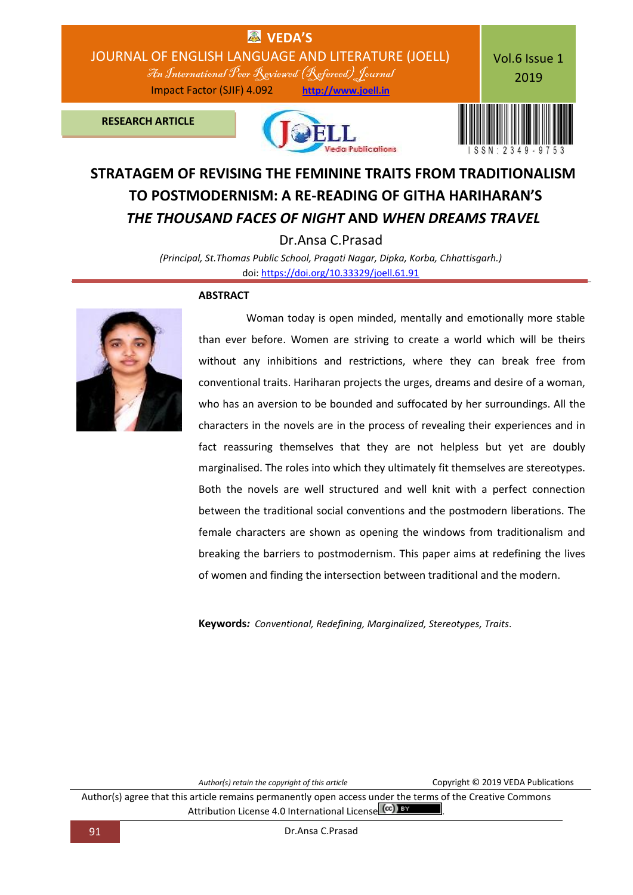**RESEARCH ARTICLE**

# STRATAGEM OF REVISING THE FEMININE TRAITS FROM TRADITIONALISM TO POSTMODERNISM: A RE-READING OF GITHA HARIHARAN'S *THE THOUSAND FACES OF NIGHT* AND *WHEN DREAMS TRAVEL*

Dr.Ansa C.Prasad

*(Principal, St.Thomas Public School, Pragati Nagar, Dipka, Korba, Chhattisgarh.)*

doi: https://doi.org/10.33329/joell.61.91

## ABSTRACT

Woman today is open minded, mentally and emotionally more stable than ever before. Women are striving to create a world which will be theirs without any inhibitions and restrictions, where they can break free from conventional traits. Hariharan projects the urges, dreams and desire of a woman, who has an aversion to be bounded and suffocated by her surroundings. All the characters in the novels are in the process of revealing their experiences and in fact reassuring themselves that they are not helpless but yet are doubly marginalised. The roles into which they ultimately fit themselves are stereotypes. Both the novels are well structured and well knit with a perfect connection between the traditional social conventions and the postmodern liberations. The female characters are shown as opening the windows from traditionalism and breaking the barriers to postmodernism. This paper aims at redefining the lives of women and finding the intersection between traditional and the modern.

**Keywords***:* *Conventional, Redefining, Marginalized, Stereotypes, Traits.*

*Author(s) retain the copyright of this article* Copyright © 2019 VEDA Publications

Author(s) agree that this article remains permanently open access under the terms of the Creative Commons Attribution License 4.0 International License.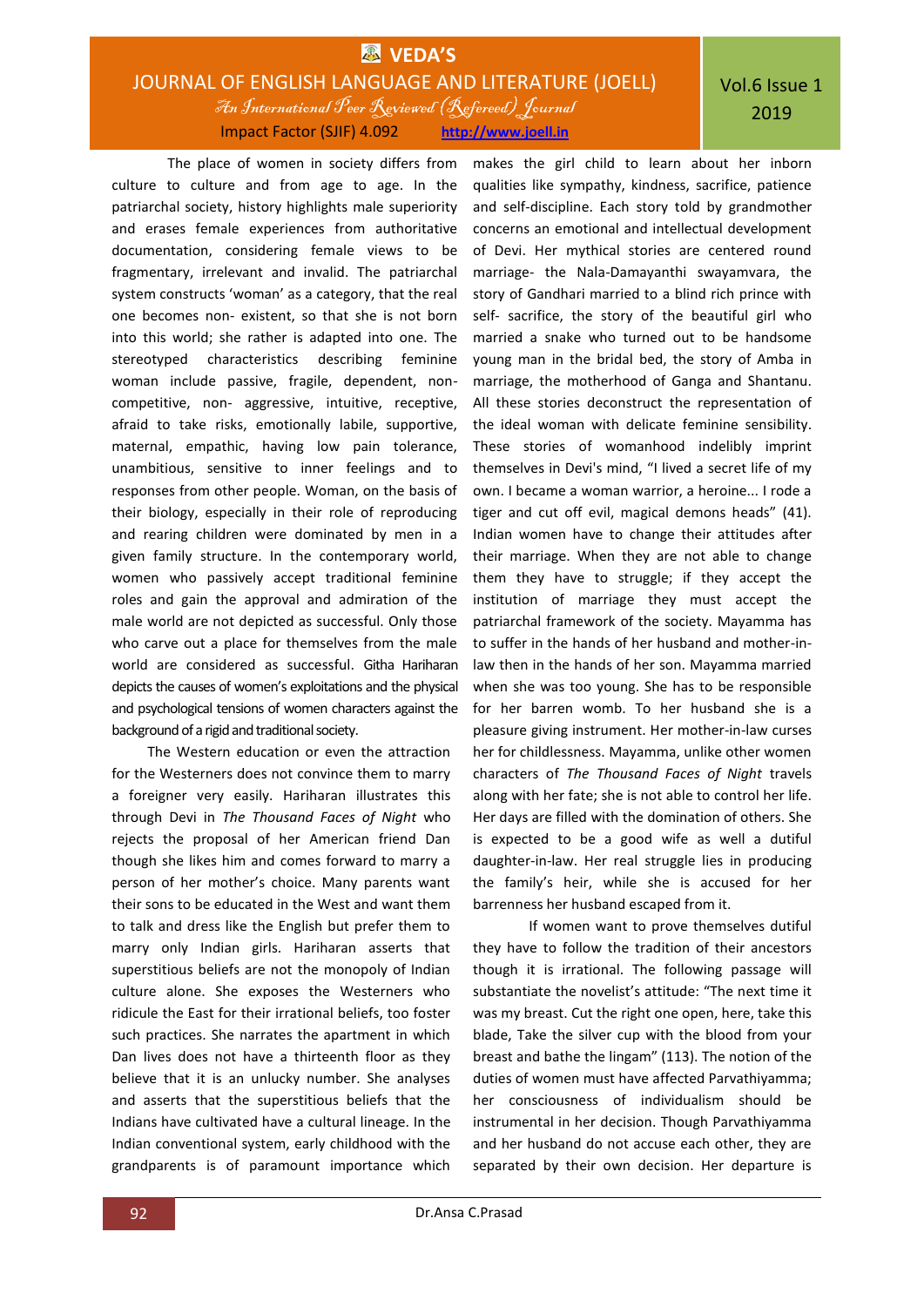The place of women in society differs from culture to culture and from age to age. In the patriarchal society, history highlights male superiority and erases female experiences from authoritative documentation, considering female views to be fragmentary, irrelevant and invalid. The patriarchal system constructs 'woman' as a category, that the real one becomes non- existent, so that she is not born into this world; she rather is adapted into one. The stereotyped characteristics describing feminine woman include passive, fragile, dependent, non-competitive, non- aggressive, intuitive, receptive, afraid to take risks, emotionally labile, supportive, maternal, empathic, having low pain tolerance, unambitious, sensitive to inner feelings and to responses from other people. Woman, on the basis of their biology, especially in their role of reproducing and rearing children were dominated by men in a given family structure. In the contemporary world, women who passively accept traditional feminine roles and gain the approval and admiration of the male world are not depicted as successful. Only those who carve out a place for themselves from the male world are considered as successful. Githa Hariharan depicts the causes of women's exploitations and the physical and psychological tensions of women characters against the background of a rigid and traditional society.

The Western education or even the attraction for the Westerners does not convince them to marry a foreigner very easily. Hariharan illustrates this through Devi in *The Thousand Faces of Night* who rejects the proposal of her American friend Dan though she likes him and comes forward to marry a person of her mother's choice. Many parents want their sons to be educated in the West and want them to talk and dress like the English but prefer them to marry only Indian girls. Hariharan asserts that superstitious beliefs are not the monopoly of Indian culture alone. She exposes the Westerners who ridicule the East for their irrational beliefs, too foster such practices. She narrates the apartment in which Dan lives does not have a thirteenth floor as they believe that it is an unlucky number. She analyses and asserts that the superstitious beliefs that the Indians have cultivated have a cultural lineage. In the Indian conventional system, early childhood with the grandparents is of paramount importance which makes the girl child to learn about her inborn qualities like sympathy, kindness, sacrifice, patience and self-discipline. Each story told by grandmother concerns an emotional and intellectual development of Devi. Her mythical stories are centered round marriage- the Nala-Damayanthi swayamvara, the story of Gandhari married to a blind rich prince with self- sacrifice, the story of the beautiful girl who married a snake who turned out to be handsome young man in the bridal bed, the story of Amba in marriage, the motherhood of Ganga and Shantanu. All these stories deconstruct the representation of the ideal woman with delicate feminine sensibility. These stories of womanhood indelibly imprint themselves in Devi's mind, "I lived a secret life of my own. I became a woman warrior, a heroine... I rode a tiger and cut off evil, magical demons heads" (41). Indian women have to change their attitudes after their marriage. When they are not able to change them they have to struggle; if they accept the institution of marriage they must accept the patriarchal framework of the society. Mayamma has to suffer in the hands of her husband and mother-in-law then in the hands of her son. Mayamma married when she was too young. She has to be responsible for her barren womb. To her husband she is a pleasure giving instrument. Her mother-in-law curses her for childlessness. Mayamma, unlike other women characters of *The Thousand Faces of Night* travels along with her fate; she is not able to control her life. Her days are filled with the domination of others. She is expected to be a good wife as well a dutiful daughter-in-law. Her real struggle lies in producing the family's heir, while she is accused for her barrenness her husband escaped from it.

If women want to prove themselves dutiful they have to follow the tradition of their ancestors though it is irrational. The following passage will substantiate the novelist's attitude: "The next time it was my breast. Cut the right one open, here, take this blade, Take the silver cup with the blood from your breast and bathe the lingam" (113). The notion of the duties of women must have affected Parvathiyamma; her consciousness of individualism should be instrumental in her decision. Though Parvathiyamma and her husband do not accuse each other, they are separated by their own decision. Her departure is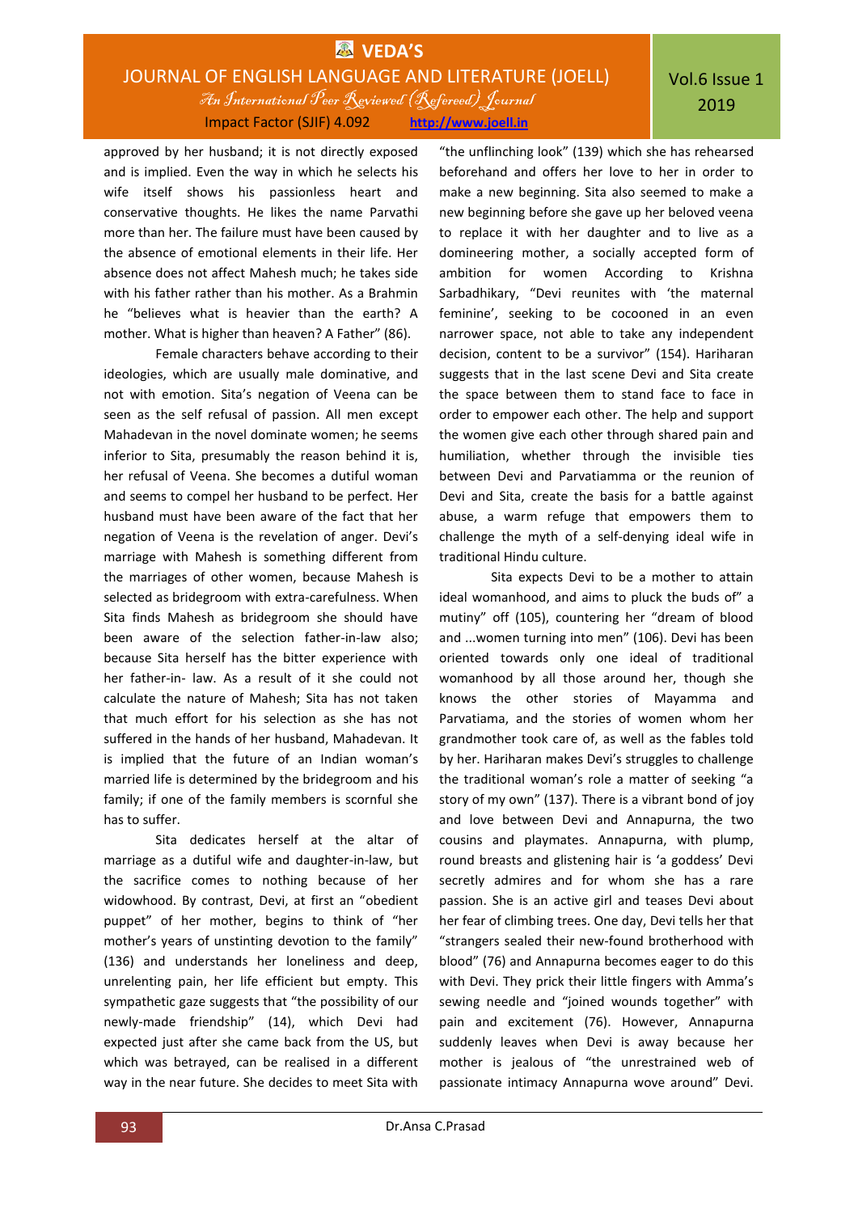approved by her husband; it is not directly exposed and is implied. Even the way in which he selects his wife itself shows his passionless heart and conservative thoughts. He likes the name Parvathi more than her. The failure must have been caused by the absence of emotional elements in their life. Her absence does not affect Mahesh much; he takes side with his father rather than his mother. As a Brahmin he "believes what is heavier than the earth? A mother. What is higher than heaven? A Father" (86).

Female characters behave according to their ideologies, which are usually male dominative, and not with emotion. Sita's negation of Veena can be seen as the self refusal of passion. All men except Mahadevan in the novel dominate women; he seems inferior to Sita, presumably the reason behind it is, her refusal of Veena. She becomes a dutiful woman and seems to compel her husband to be perfect. Her husband must have been aware of the fact that her negation of Veena is the revelation of anger. Devi's marriage with Mahesh is something different from the marriages of other women, because Mahesh is selected as bridegroom with extra-carefulness. When Sita finds Mahesh as bridegroom she should have been aware of the selection father-in-law also; because Sita herself has the bitter experience with her father-in- law. As a result of it she could not calculate the nature of Mahesh; Sita has not taken that much effort for his selection as she has not suffered in the hands of her husband, Mahadevan. It is implied that the future of an Indian woman's married life is determined by the bridegroom and his family; if one of the family members is scornful she has to suffer.

Sita dedicates herself at the altar of marriage as a dutiful wife and daughter-in-law, but the sacrifice comes to nothing because of her widowhood. By contrast, Devi, at first an "obedient puppet" of her mother, begins to think of "her mother's years of unstinting devotion to the family" (136) and understands her loneliness and deep, unrelenting pain, her life efficient but empty. This sympathetic gaze suggests that "the possibility of our newly-made friendship" (14), which Devi had expected just after she came back from the US, but which was betrayed, can be realised in a different way in the near future. She decides to meet Sita with "the unflinching look" (139) which she has rehearsed beforehand and offers her love to her in order to make a new beginning. Sita also seemed to make a new beginning before she gave up her beloved veena to replace it with her daughter and to live as a domineering mother, a socially accepted form of ambition for women According to Krishna Sarbadhikary, "Devi reunites with 'the maternal feminine', seeking to be cocooned in an even narrower space, not able to take any independent decision, content to be a survivor" (154). Hariharan suggests that in the last scene Devi and Sita create the space between them to stand face to face in order to empower each other. The help and support the women give each other through shared pain and humiliation, whether through the invisible ties between Devi and Parvatiamma or the reunion of Devi and Sita, create the basis for a battle against abuse, a warm refuge that empowers them to challenge the myth of a self-denying ideal wife in traditional Hindu culture.

Sita expects Devi to be a mother to attain ideal womanhood, and aims to pluck the buds of" a mutiny" off (105), countering her "dream of blood and ...women turning into men" (106). Devi has been oriented towards only one ideal of traditional womanhood by all those around her, though she knows the other stories of Mayamma and Parvatiama, and the stories of women whom her grandmother took care of, as well as the fables told by her. Hariharan makes Devi's struggles to challenge the traditional woman's role a matter of seeking "a story of my own" (137). There is a vibrant bond of joy and love between Devi and Annapurna, the two cousins and playmates. Annapurna, with plump, round breasts and glistening hair is 'a goddess' Devi secretly admires and for whom she has a rare passion. She is an active girl and teases Devi about her fear of climbing trees. One day, Devi tells her that "strangers sealed their new-found brotherhood with blood" (76) and Annapurna becomes eager to do this with Devi. They prick their little fingers with Amma's sewing needle and "joined wounds together" with pain and excitement (76). However, Annapurna suddenly leaves when Devi is away because her mother is jealous of "the unrestrained web of passionate intimacy Annapurna wove around" Devi.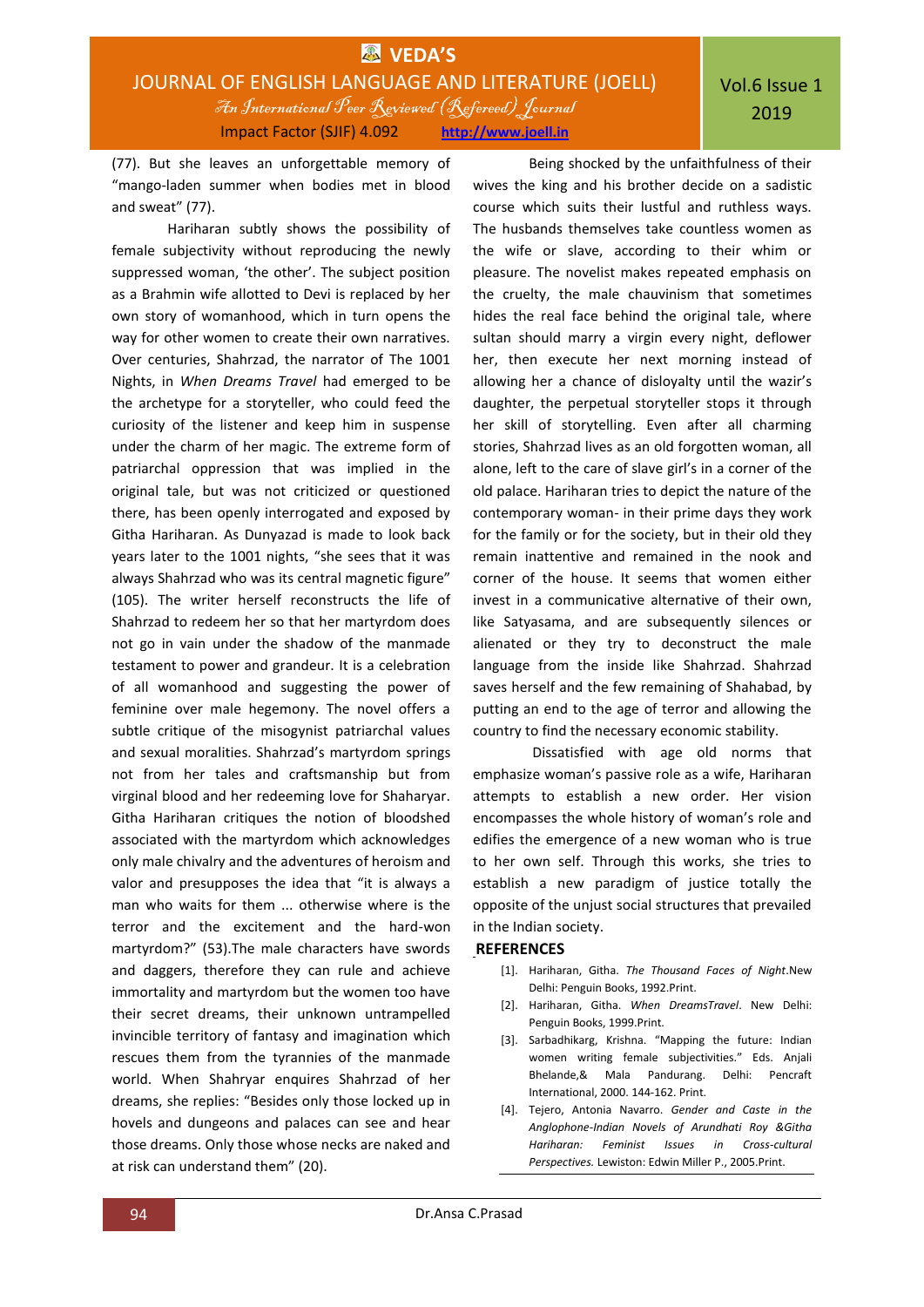(77). But she leaves an unforgettable memory of "mango-laden summer when bodies met in blood and sweat" (77).

Hariharan subtly shows the possibility of female subjectivity without reproducing the newly suppressed woman, 'the other'. The subject position as a Brahmin wife allotted to Devi is replaced by her own story of womanhood, which in turn opens the way for other women to create their own narratives. Over centuries, Shahrzad, the narrator of The 1001 Nights, in *When Dreams Travel* had emerged to be the archetype for a storyteller, who could feed the curiosity of the listener and keep him in suspense under the charm of her magic. The extreme form of patriarchal oppression that was implied in the original tale, but was not criticized or questioned there, has been openly interrogated and exposed by Githa Hariharan. As Dunyazad is made to look back years later to the 1001 nights, "she sees that it was always Shahrzad who was its central magnetic figure" (105). The writer herself reconstructs the life of Shahrzad to redeem her so that her martyrdom does not go in vain under the shadow of the manmade testament to power and grandeur. It is a celebration of all womanhood and suggesting the power of feminine over male hegemony. The novel offers a subtle critique of the misogynist patriarchal values and sexual moralities. Shahrzad's martyrdom springs not from her tales and craftsmanship but from virginal blood and her redeeming love for Shaharyar. Githa Hariharan critiques the notion of bloodshed associated with the martyrdom which acknowledges only male chivalry and the adventures of heroism and valor and presupposes the idea that "it is always a man who waits for them ... otherwise where is the terror and the excitement and the hard-won martyrdom?" (53).The male characters have swords and daggers, therefore they can rule and achieve immortality and martyrdom but the women too have their secret dreams, their unknown untrampelled invincible territory of fantasy and imagination which rescues them from the tyrannies of the manmade world. When Shahryar enquires Shahrzad of her dreams, she replies: "Besides only those locked up in hovels and dungeons and palaces can see and hear those dreams. Only those whose necks are naked and at risk can understand them" (20).

Being shocked by the unfaithfulness of their wives the king and his brother decide on a sadistic course which suits their lustful and ruthless ways. The husbands themselves take countless women as the wife or slave, according to their whim or pleasure. The novelist makes repeated emphasis on the cruelty, the male chauvinism that sometimes hides the real face behind the original tale, where sultan should marry a virgin every night, deflower her, then execute her next morning instead of allowing her a chance of disloyalty until the wazir's daughter, the perpetual storyteller stops it through her skill of storytelling. Even after all charming stories, Shahrzad lives as an old forgotten woman, all alone, left to the care of slave girl's in a corner of the old palace. Hariharan tries to depict the nature of the contemporary woman- in their prime days they work for the family or for the society, but in their old they remain inattentive and remained in the nook and corner of the house. It seems that women either invest in a communicative alternative of their own, like Satyasama, and are subsequently silences or alienated or they try to deconstruct the male language from the inside like Shahrzad. Shahrzad saves herself and the few remaining of Shahabad, by putting an end to the age of terror and allowing the country to find the necessary economic stability.

Dissatisfied with age old norms that emphasize woman's passive role as a wife, Hariharan attempts to establish a new order. Her vision encompasses the whole history of woman's role and edifies the emergence of a new woman who is true to her own self. Through this works, she tries to establish a new paradigm of justice totally the opposite of the unjust social structures that prevailed in the Indian society.

## REFERENCES

[1]. Hariharan, Githa. *The Thousand Faces of Night*.New Delhi: Penguin Books, 1992.Print.

[2]. Hariharan, Githa. *When DreamsTravel*. New Delhi: Penguin Books, 1999.Print.

[3]. Sarbadhikarg, Krishna. "Mapping the future: Indian women writing female subjectivities." Eds. Anjali Bhelande,& Mala Pandurang. Delhi: Pencraft International, 2000. 144-162. Print.

[4]. Tejero, Antonia Navarro. *Gender and Caste in the Anglophone-Indian Novels of Arundhati Roy &Githa Hariharan: Feminist Issues in Cross-cultural Perspectives.* Lewiston: Edwin Miller P., 2005.Print.